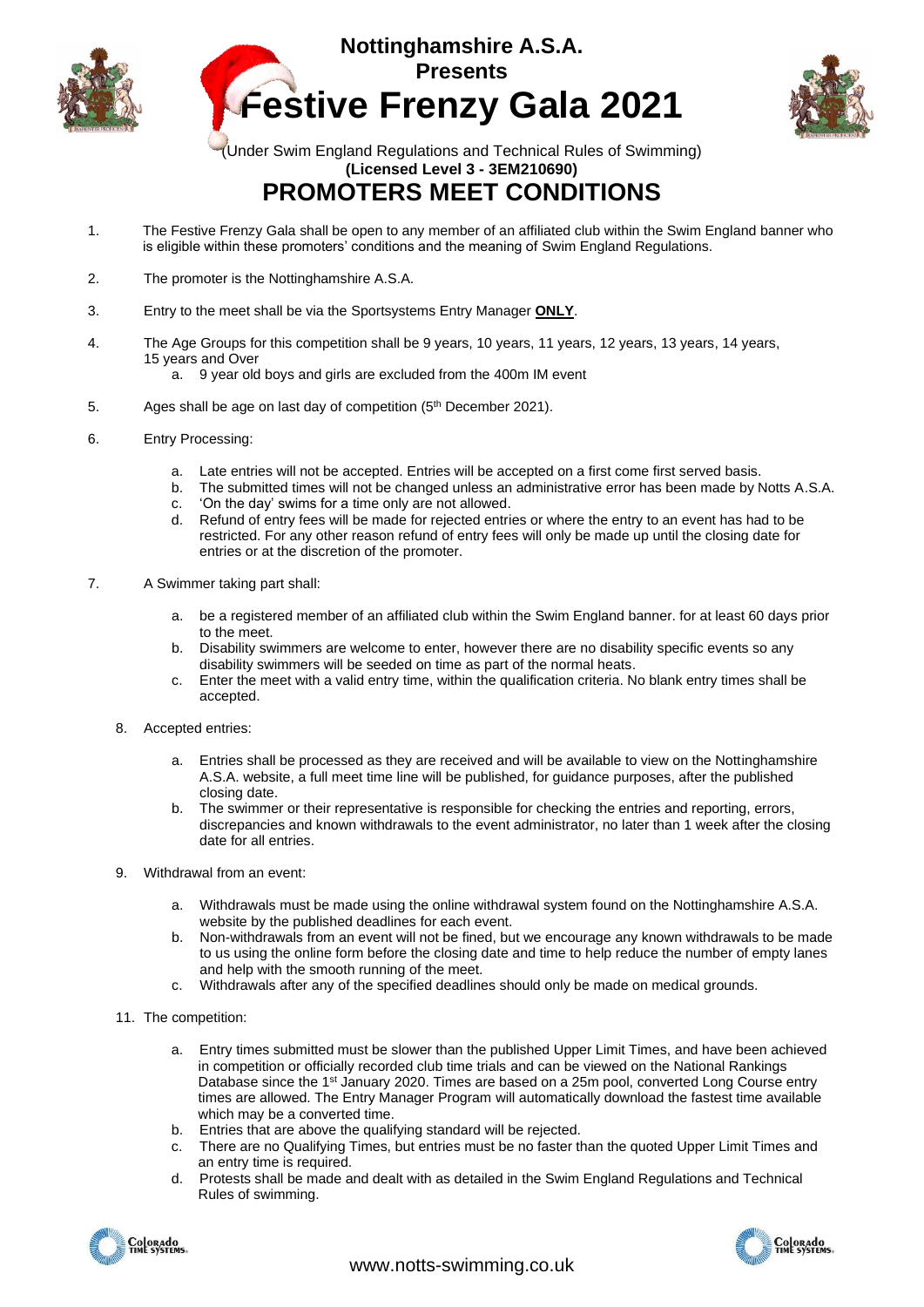# Nottinghamshire A.S.A.
# Presents
# Festive Frenzy Gala 2021

(Under Swim England Regulations and Technical Rules of Swimming)

**(Licensed Level 3 - 3EM210690)**

## PROMOTERS MEET CONDITIONS

1. The Festive Frenzy Gala shall be open to any member of an affiliated club within the Swim England banner who is eligible within these promoters' conditions and the meaning of Swim England Regulations.

2. The promoter is the Nottinghamshire A.S.A.

3. Entry to the meet shall be via the Sportsystems Entry Manager **ONLY**.

4. The Age Groups for this competition shall be 9 years, 10 years, 11 years, 12 years, 13 years, 14 years, 15 years and Over
   a. 9 year old boys and girls are excluded from the 400m IM event

5. Ages shall be age on last day of competition (5th December 2021).

6. Entry Processing:

   a. Late entries will not be accepted. Entries will be accepted on a first come first served basis.
   b. The submitted times will not be changed unless an administrative error has been made by Notts A.S.A.
   c. 'On the day' swims for a time only are not allowed.
   d. Refund of entry fees will be made for rejected entries or where the entry to an event has had to be restricted. For any other reason refund of entry fees will only be made up until the closing date for entries or at the discretion of the promoter.

7. A Swimmer taking part shall:

   a. be a registered member of an affiliated club within the Swim England banner. for at least 60 days prior to the meet.
   b. Disability swimmers are welcome to enter, however there are no disability specific events so any disability swimmers will be seeded on time as part of the normal heats.
   c. Enter the meet with a valid entry time, within the qualification criteria. No blank entry times shall be accepted.

8. Accepted entries:

   a. Entries shall be processed as they are received and will be available to view on the Nottinghamshire A.S.A. website, a full meet time line will be published, for guidance purposes, after the published closing date.
   b. The swimmer or their representative is responsible for checking the entries and reporting, errors, discrepancies and known withdrawals to the event administrator, no later than 1 week after the closing date for all entries.

9. Withdrawal from an event:

   a. Withdrawals must be made using the online withdrawal system found on the Nottinghamshire A.S.A. website by the published deadlines for each event.
   b. Non-withdrawals from an event will not be fined, but we encourage any known withdrawals to be made to us using the online form before the closing date and time to help reduce the number of empty lanes and help with the smooth running of the meet.
   c. Withdrawals after any of the specified deadlines should only be made on medical grounds.

11. The competition:

   a. Entry times submitted must be slower than the published Upper Limit Times, and have been achieved in competition or officially recorded club time trials and can be viewed on the National Rankings Database since the 1st January 2020. Times are based on a 25m pool, converted Long Course entry times are allowed. The Entry Manager Program will automatically download the fastest time available which may be a converted time.
   b. Entries that are above the qualifying standard will be rejected.
   c. There are no Qualifying Times, but entries must be no faster than the quoted Upper Limit Times and an entry time is required.
   d. Protests shall be made and dealt with as detailed in the Swim England Regulations and Technical Rules of swimming.

www.notts-swimming.co.uk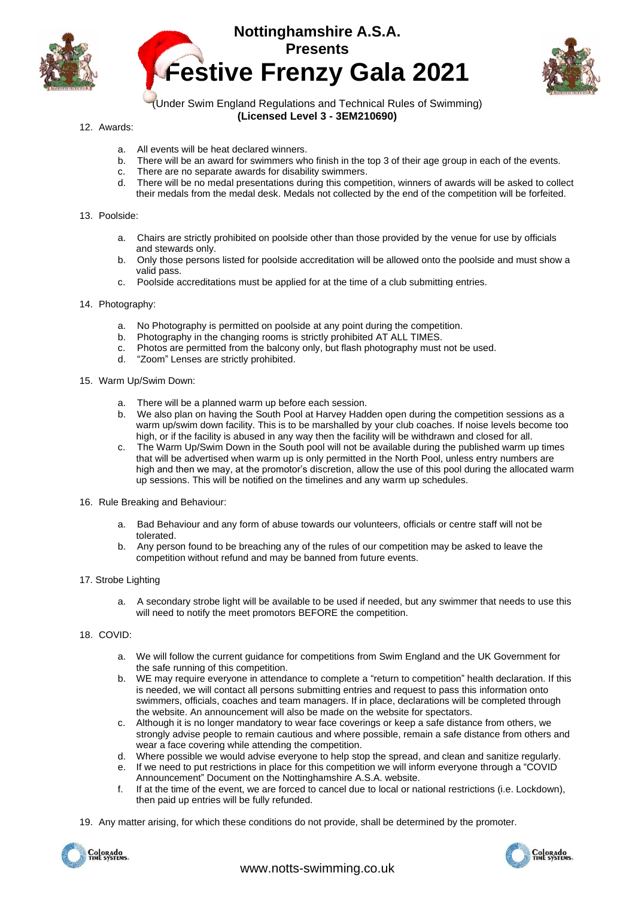# Nottinghamshire A.S.A.
## Presents
# Festive Frenzy Gala 2021

(Under Swim England Regulations and Technical Rules of Swimming)
**(Licensed Level 3 - 3EM210690)**

12. Awards:

    a. All events will be heat declared winners.
    b. There will be an award for swimmers who finish in the top 3 of their age group in each of the events.
    c. There are no separate awards for disability swimmers.
    d. There will be no medal presentations during this competition, winners of awards will be asked to collect their medals from the medal desk. Medals not collected by the end of the competition will be forfeited.

13. Poolside:

    a. Chairs are strictly prohibited on poolside other than those provided by the venue for use by officials and stewards only.
    b. Only those persons listed for poolside accreditation will be allowed onto the poolside and must show a valid pass.
    c. Poolside accreditations must be applied for at the time of a club submitting entries.

14. Photography:

    a. No Photography is permitted on poolside at any point during the competition.
    b. Photography in the changing rooms is strictly prohibited AT ALL TIMES.
    c. Photos are permitted from the balcony only, but flash photography must not be used.
    d. "Zoom" Lenses are strictly prohibited.

15. Warm Up/Swim Down:

    a. There will be a planned warm up before each session.
    b. We also plan on having the South Pool at Harvey Hadden open during the competition sessions as a warm up/swim down facility. This is to be marshalled by your club coaches. If noise levels become too high, or if the facility is abused in any way then the facility will be withdrawn and closed for all.
    c. The Warm Up/Swim Down in the South pool will not be available during the published warm up times that will be advertised when warm up is only permitted in the North Pool, unless entry numbers are high and then we may, at the promotor's discretion, allow the use of this pool during the allocated warm up sessions. This will be notified on the timelines and any warm up schedules.

16. Rule Breaking and Behaviour:

    a. Bad Behaviour and any form of abuse towards our volunteers, officials or centre staff will not be tolerated.
    b. Any person found to be breaching any of the rules of our competition may be asked to leave the competition without refund and may be banned from future events.

17. Strobe Lighting

    a. A secondary strobe light will be available to be used if needed, but any swimmer that needs to use this will need to notify the meet promotors BEFORE the competition.

18. COVID:

    a. We will follow the current guidance for competitions from Swim England and the UK Government for the safe running of this competition.
    b. WE may require everyone in attendance to complete a "return to competition" health declaration. If this is needed, we will contact all persons submitting entries and request to pass this information onto swimmers, officials, coaches and team managers. If in place, declarations will be completed through the website. An announcement will also be made on the website for spectators.
    c. Although it is no longer mandatory to wear face coverings or keep a safe distance from others, we strongly advise people to remain cautious and where possible, remain a safe distance from others and wear a face covering while attending the competition.
    d. Where possible we would advise everyone to help stop the spread, and clean and sanitize regularly.
    e. If we need to put restrictions in place for this competition we will inform everyone through a "COVID Announcement" Document on the Nottinghamshire A.S.A. website.
    f. If at the time of the event, we are forced to cancel due to local or national restrictions (i.e. Lockdown), then paid up entries will be fully refunded.

19. Any matter arising, for which these conditions do not provide, shall be determined by the promoter.

www.notts-swimming.co.uk